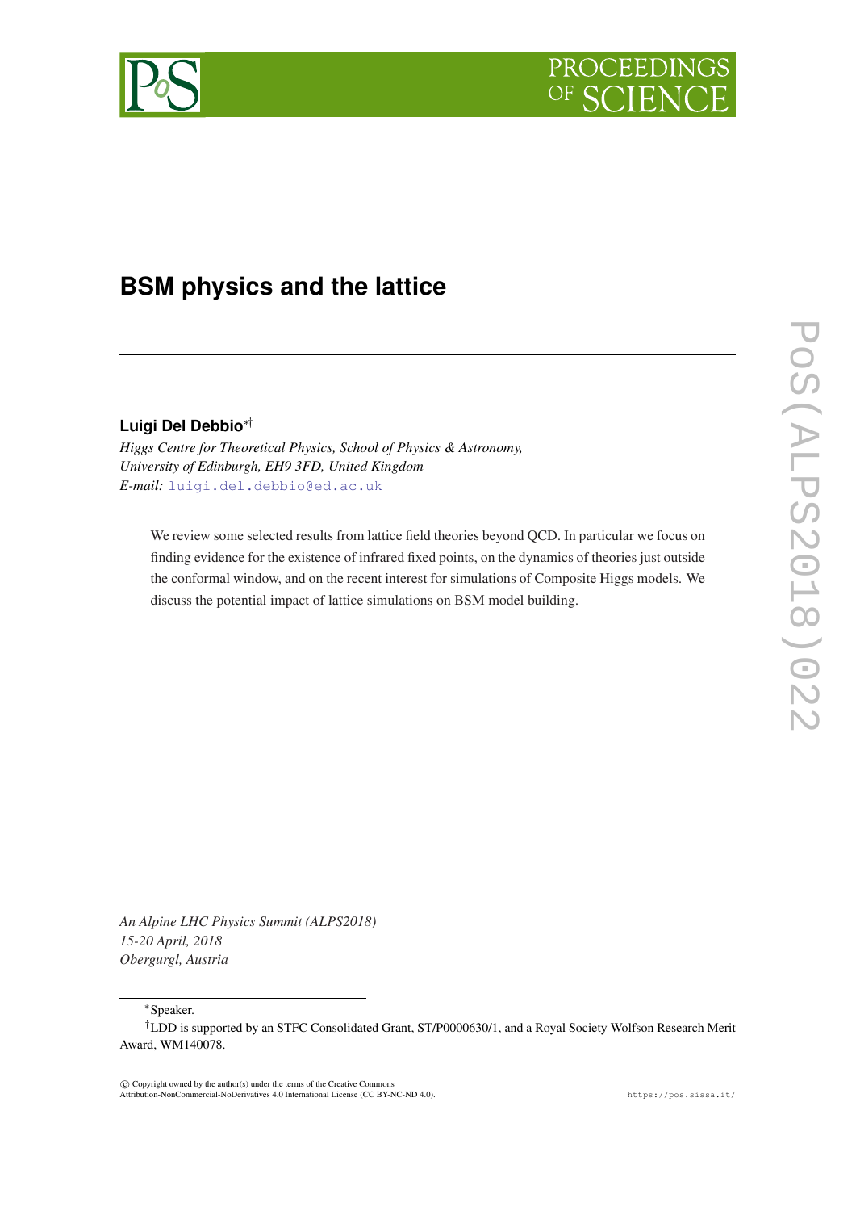# BSM physics and the lattice

**Luigi Del Debbio**[*†]

*Higgs Centre for Theoretical Physics, School of Physics & Astronomy, University of Edinburgh, EH9 3FD, United Kingdom*
*E-mail:* luigi.del.debbio@ed.ac.uk

We review some selected results from lattice field theories beyond QCD. In particular we focus on finding evidence for the existence of infrared fixed points, on the dynamics of theories just outside the conformal window, and on the recent interest for simulations of Composite Higgs models. We discuss the potential impact of lattice simulations on BSM model building.

*An Alpine LHC Physics Summit (ALPS2018)*
*15-20 April, 2018*
*Obergurgl, Austria*

[*] Speaker.

[†] LDD is supported by an STFC Consolidated Grant, ST/P0000630/1, and a Royal Society Wolfson Research Merit Award, WM140078.

© Copyright owned by the author(s) under the terms of the Creative Commons Attribution-NonCommercial-NoDerivatives 4.0 International License (CC BY-NC-ND 4.0).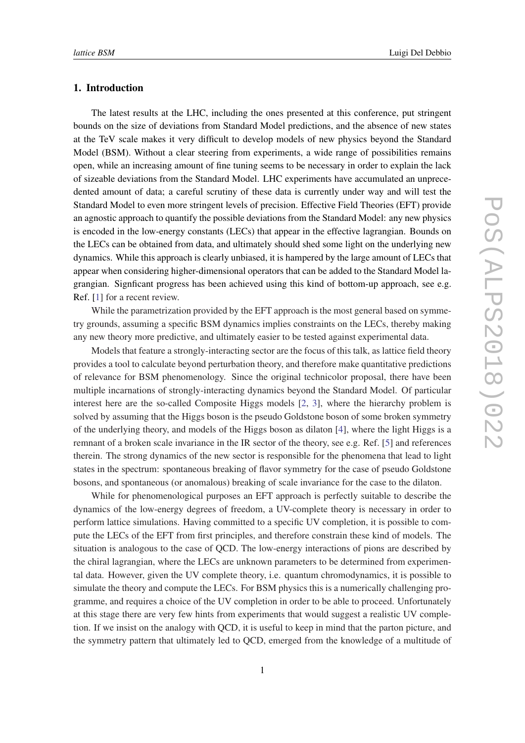## 1. Introduction

The latest results at the LHC, including the ones presented at this conference, put stringent bounds on the size of deviations from Standard Model predictions, and the absence of new states at the TeV scale makes it very difficult to develop models of new physics beyond the Standard Model (BSM). Without a clear steering from experiments, a wide range of possibilities remains open, while an increasing amount of fine tuning seems to be necessary in order to explain the lack of sizeable deviations from the Standard Model. LHC experiments have accumulated an unprecedented amount of data; a careful scrutiny of these data is currently under way and will test the Standard Model to even more stringent levels of precision. Effective Field Theories (EFT) provide an agnostic approach to quantify the possible deviations from the Standard Model: any new physics is encoded in the low-energy constants (LECs) that appear in the effective lagrangian. Bounds on the LECs can be obtained from data, and ultimately should shed some light on the underlying new dynamics. While this approach is clearly unbiased, it is hampered by the large amount of LECs that appear when considering higher-dimensional operators that can be added to the Standard Model lagrangian. Signficant progress has been achieved using this kind of bottom-up approach, see e.g. Ref. [1] for a recent review.

While the parametrization provided by the EFT approach is the most general based on symmetry grounds, assuming a specific BSM dynamics implies constraints on the LECs, thereby making any new theory more predictive, and ultimately easier to be tested against experimental data.

Models that feature a strongly-interacting sector are the focus of this talk, as lattice field theory provides a tool to calculate beyond perturbation theory, and therefore make quantitative predictions of relevance for BSM phenomenology. Since the original technicolor proposal, there have been multiple incarnations of strongly-interacting dynamics beyond the Standard Model. Of particular interest here are the so-called Composite Higgs models [2, 3], where the hierarchy problem is solved by assuming that the Higgs boson is the pseudo Goldstone boson of some broken symmetry of the underlying theory, and models of the Higgs boson as dilaton [4], where the light Higgs is a remnant of a broken scale invariance in the IR sector of the theory, see e.g. Ref. [5] and references therein. The strong dynamics of the new sector is responsible for the phenomena that lead to light states in the spectrum: spontaneous breaking of flavor symmetry for the case of pseudo Goldstone bosons, and spontaneous (or anomalous) breaking of scale invariance for the case to the dilaton.

While for phenomenological purposes an EFT approach is perfectly suitable to describe the dynamics of the low-energy degrees of freedom, a UV-complete theory is necessary in order to perform lattice simulations. Having committed to a specific UV completion, it is possible to compute the LECs of the EFT from first principles, and therefore constrain these kind of models. The situation is analogous to the case of QCD. The low-energy interactions of pions are described by the chiral lagrangian, where the LECs are unknown parameters to be determined from experimental data. However, given the UV complete theory, i.e. quantum chromodynamics, it is possible to simulate the theory and compute the LECs. For BSM physics this is a numerically challenging programme, and requires a choice of the UV completion in order to be able to proceed. Unfortunately at this stage there are very few hints from experiments that would suggest a realistic UV completion. If we insist on the analogy with QCD, it is useful to keep in mind that the parton picture, and the symmetry pattern that ultimately led to QCD, emerged from the knowledge of a multitude of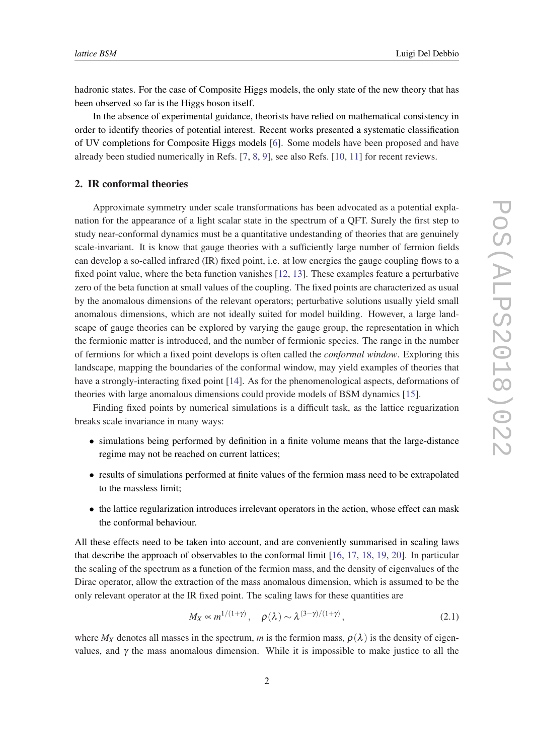hadronic states. For the case of Composite Higgs models, the only state of the new theory that has been observed so far is the Higgs boson itself.

In the absence of experimental guidance, theorists have relied on mathematical consistency in order to identify theories of potential interest. Recent works presented a systematic classification of UV completions for Composite Higgs models [6]. Some models have been proposed and have already been studied numerically in Refs. [7, 8, 9], see also Refs. [10, 11] for recent reviews.

## 2. IR conformal theories

Approximate symmetry under scale transformations has been advocated as a potential explanation for the appearance of a light scalar state in the spectrum of a QFT. Surely the first step to study near-conformal dynamics must be a quantitative undestanding of theories that are genuinely scale-invariant. It is know that gauge theories with a sufficiently large number of fermion fields can develop a so-called infrared (IR) fixed point, i.e. at low energies the gauge coupling flows to a fixed point value, where the beta function vanishes [12, 13]. These examples feature a perturbative zero of the beta function at small values of the coupling. The fixed points are characterized as usual by the anomalous dimensions of the relevant operators; perturbative solutions usually yield small anomalous dimensions, which are not ideally suited for model building. However, a large landscape of gauge theories can be explored by varying the gauge group, the representation in which the fermionic matter is introduced, and the number of fermionic species. The range in the number of fermions for which a fixed point develops is often called the *conformal window*. Exploring this landscape, mapping the boundaries of the conformal window, may yield examples of theories that have a strongly-interacting fixed point [14]. As for the phenomenological aspects, deformations of theories with large anomalous dimensions could provide models of BSM dynamics [15].

Finding fixed points by numerical simulations is a difficult task, as the lattice reguarization breaks scale invariance in many ways:

- simulations being performed by definition in a finite volume means that the large-distance regime may not be reached on current lattices;
- results of simulations performed at finite values of the fermion mass need to be extrapolated to the massless limit;
- the lattice regularization introduces irrelevant operators in the action, whose effect can mask the conformal behaviour.

All these effects need to be taken into account, and are conveniently summarised in scaling laws that describe the approach of observables to the conformal limit [16, 17, 18, 19, 20]. In particular the scaling of the spectrum as a function of the fermion mass, and the density of eigenvalues of the Dirac operator, allow the extraction of the mass anomalous dimension, which is assumed to be the only relevant operator at the IR fixed point. The scaling laws for these quantities are

$$M_X \propto m^{1/(1+\gamma)}, \quad \rho(\lambda) \sim \lambda^{(3-\gamma)/(1+\gamma)}, \tag{2.1}$$

where $M_X$ denotes all masses in the spectrum, $m$ is the fermion mass, $\rho(\lambda)$ is the density of eigenvalues, and $\gamma$ the mass anomalous dimension. While it is impossible to make justice to all the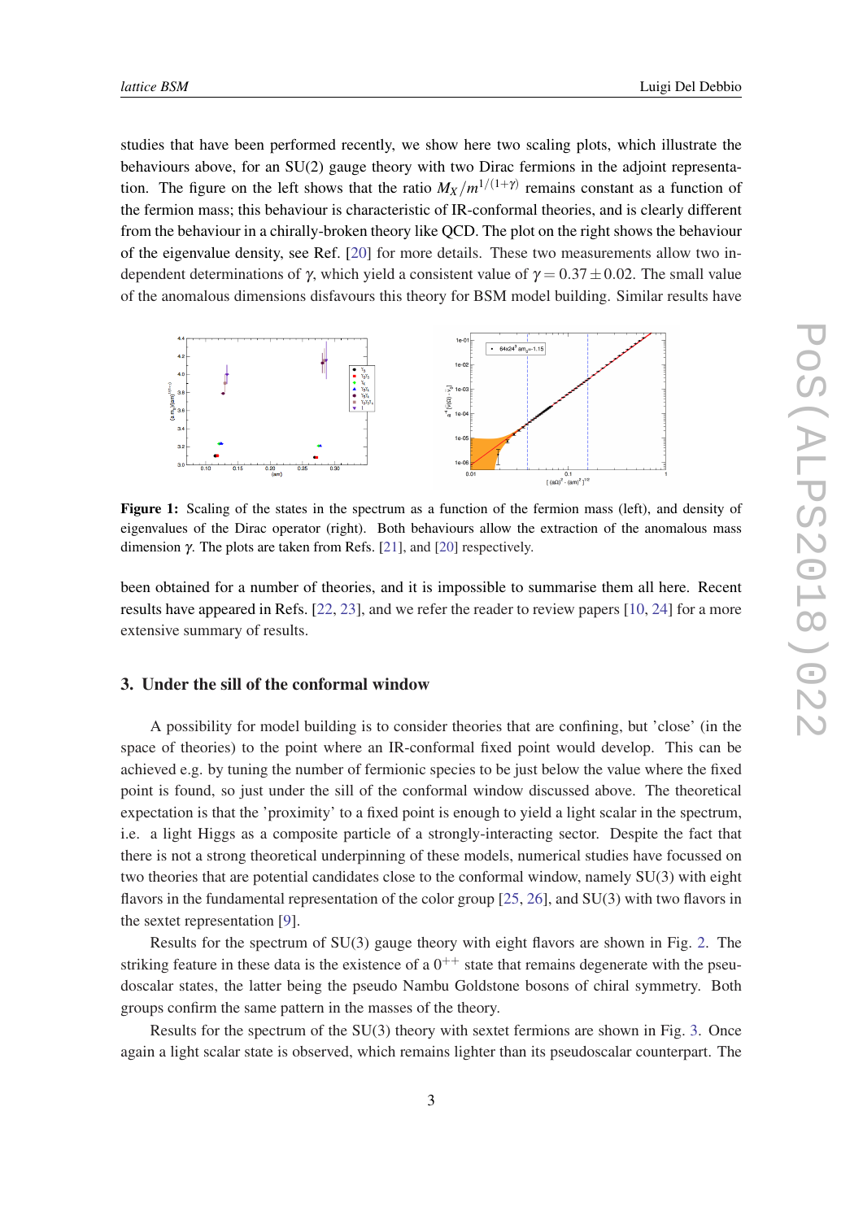studies that have been performed recently, we show here two scaling plots, which illustrate the behaviours above, for an SU(2) gauge theory with two Dirac fermions in the adjoint representation. The figure on the left shows that the ratio $M_X/m^{1/(1+\gamma)}$ remains constant as a function of the fermion mass; this behaviour is characteristic of IR-conformal theories, and is clearly different from the behaviour in a chirally-broken theory like QCD. The plot on the right shows the behaviour of the eigenvalue density, see Ref. [20] for more details. These two measurements allow two independent determinations of $\gamma$, which yield a consistent value of $\gamma = 0.37 \pm 0.02$. The small value of the anomalous dimensions disfavours this theory for BSM model building. Similar results have

**Figure 1:** Scaling of the states in the spectrum as a function of the fermion mass (left), and density of eigenvalues of the Dirac operator (right). Both behaviours allow the extraction of the anomalous mass dimension $\gamma$. The plots are taken from Refs. [21], and [20] respectively.

been obtained for a number of theories, and it is impossible to summarise them all here. Recent results have appeared in Refs. [22, 23], and we refer the reader to review papers [10, 24] for a more extensive summary of results.

## 3. Under the sill of the conformal window

A possibility for model building is to consider theories that are confining, but 'close' (in the space of theories) to the point where an IR-conformal fixed point would develop. This can be achieved e.g. by tuning the number of fermionic species to be just below the value where the fixed point is found, so just under the sill of the conformal window discussed above. The theoretical expectation is that the 'proximity' to a fixed point is enough to yield a light scalar in the spectrum, i.e. a light Higgs as a composite particle of a strongly-interacting sector. Despite the fact that there is not a strong theoretical underpinning of these models, numerical studies have focussed on two theories that are potential candidates close to the conformal window, namely SU(3) with eight flavors in the fundamental representation of the color group [25, 26], and SU(3) with two flavors in the sextet representation [9].

Results for the spectrum of SU(3) gauge theory with eight flavors are shown in Fig. 2. The striking feature in these data is the existence of a $0^{++}$ state that remains degenerate with the pseudoscalar states, the latter being the pseudo Nambu Goldstone bosons of chiral symmetry. Both groups confirm the same pattern in the masses of the theory.

Results for the spectrum of the SU(3) theory with sextet fermions are shown in Fig. 3. Once again a light scalar state is observed, which remains lighter than its pseudoscalar counterpart. The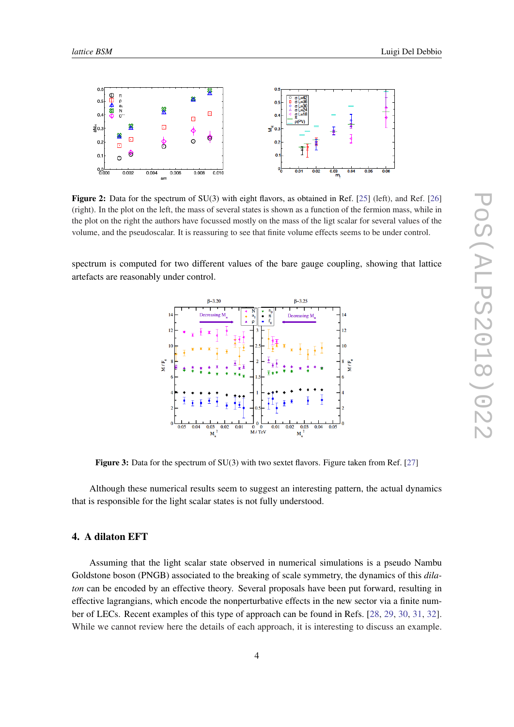**Figure 2:** Data for the spectrum of SU(3) with eight flavors, as obtained in Ref. [25] (left), and Ref. [26] (right). In the plot on the left, the mass of several states is shown as a function of the fermion mass, while in the plot on the right the authors have focussed mostly on the mass of the ligt scalar for several values of the volume, and the pseudoscalar. It is reassuring to see that finite volume effects seems to be under control.

spectrum is computed for two different values of the bare gauge coupling, showing that lattice artefacts are reasonably under control.

**Figure 3:** Data for the spectrum of SU(3) with two sextet flavors. Figure taken from Ref. [27]

Although these numerical results seem to suggest an interesting pattern, the actual dynamics that is responsible for the light scalar states is not fully understood.

## 4. A dilaton EFT

Assuming that the light scalar state observed in numerical simulations is a pseudo Nambu Goldstone boson (PNGB) associated to the breaking of scale symmetry, the dynamics of this *dilaton* can be encoded by an effective theory. Several proposals have been put forward, resulting in effective lagrangians, which encode the nonperturbative effects in the new sector via a finite number of LECs. Recent examples of this type of approach can be found in Refs. [28, 29, 30, 31, 32]. While we cannot review here the details of each approach, it is interesting to discuss an example.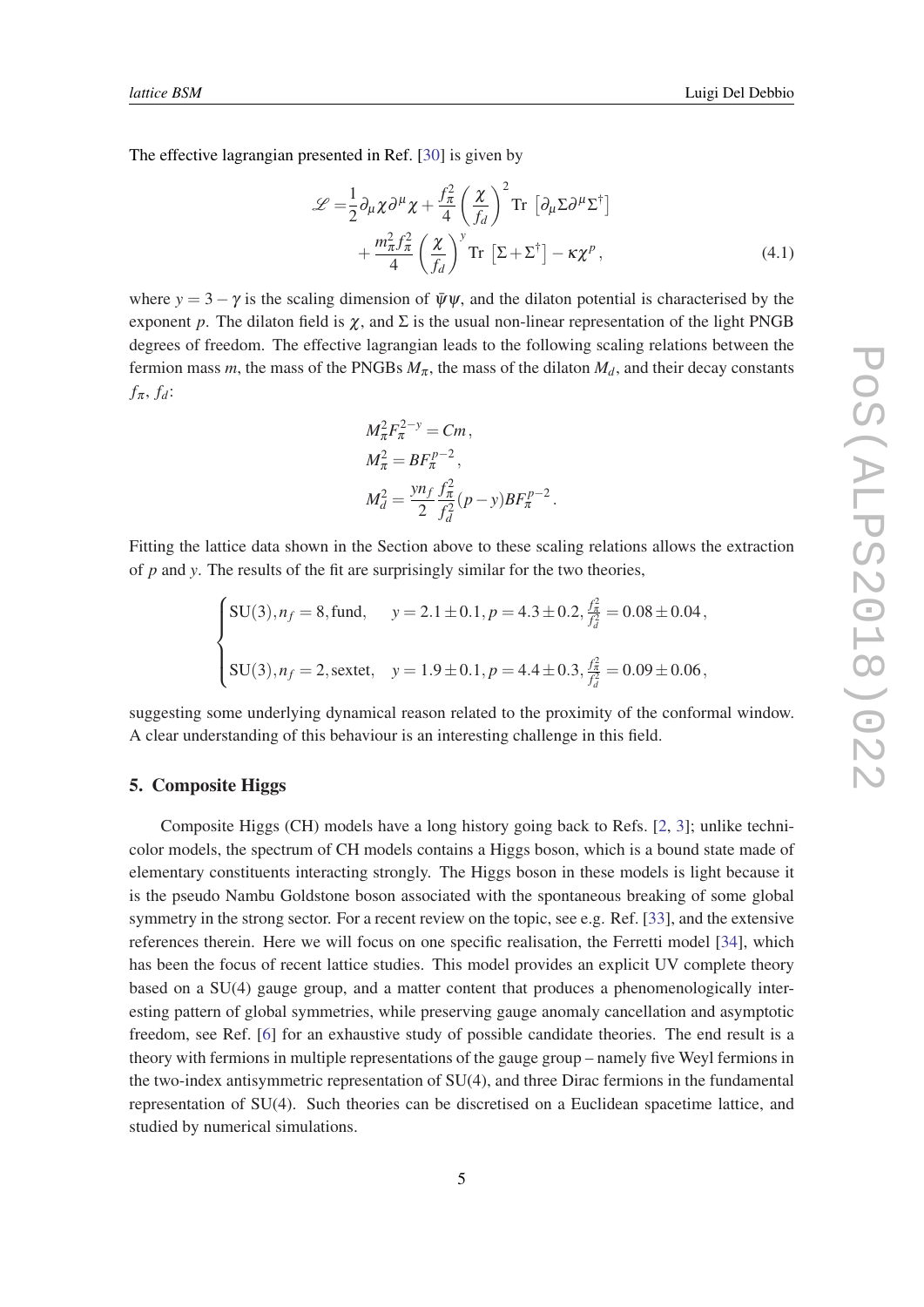The effective lagrangian presented in Ref. [30] is given by

$$\begin{aligned}\mathscr{L} =& \frac{1}{2}\partial_\mu \chi \partial^\mu \chi + \frac{f_\pi^2}{4}\left(\frac{\chi}{f_d}\right)^2 \mathrm{Tr}\,\left[\partial_\mu \Sigma \partial^\mu \Sigma^\dagger\right] \\ &+ \frac{m_\pi^2 f_\pi^2}{4}\left(\frac{\chi}{f_d}\right)^y \mathrm{Tr}\,\left[\Sigma + \Sigma^\dagger\right] - \kappa \chi^p\,,\end{aligned} \tag{4.1}$$

where $y = 3 - \gamma$ is the scaling dimension of $\bar{\psi}\psi$, and the dilaton potential is characterised by the exponent $p$. The dilaton field is $\chi$, and $\Sigma$ is the usual non-linear representation of the light PNGB degrees of freedom. The effective lagrangian leads to the following scaling relations between the fermion mass $m$, the mass of the PNGBs $M_\pi$, the mass of the dilaton $M_d$, and their decay constants $f_\pi$, $f_d$:

$$\begin{aligned} &M_\pi^2 F_\pi^{2-y} = Cm\,, \\ &M_\pi^2 = B F_\pi^{p-2}\,, \\ &M_d^2 = \frac{y n_f}{2}\frac{f_\pi^2}{f_d^2}(p-y) B F_\pi^{p-2}\,. \end{aligned}$$

Fitting the lattice data shown in the Section above to these scaling relations allows the extraction of $p$ and $y$. The results of the fit are surprisingly similar for the two theories,

$$\begin{cases} \mathrm{SU}(3), n_f = 8, \mathrm{fund}, \quad y = 2.1 \pm 0.1, p = 4.3 \pm 0.2, \frac{f_\pi^2}{f_d^2} = 0.08 \pm 0.04\,, \\ \\ \mathrm{SU}(3), n_f = 2, \mathrm{sextet}, \quad y = 1.9 \pm 0.1, p = 4.4 \pm 0.3, \frac{f_\pi^2}{f_d^2} = 0.09 \pm 0.06\,, \end{cases}$$

suggesting some underlying dynamical reason related to the proximity of the conformal window. A clear understanding of this behaviour is an interesting challenge in this field.

## 5. Composite Higgs

Composite Higgs (CH) models have a long history going back to Refs. [2, 3]; unlike technicolor models, the spectrum of CH models contains a Higgs boson, which is a bound state made of elementary constituents interacting strongly. The Higgs boson in these models is light because it is the pseudo Nambu Goldstone boson associated with the spontaneous breaking of some global symmetry in the strong sector. For a recent review on the topic, see e.g. Ref. [33], and the extensive references therein. Here we will focus on one specific realisation, the Ferretti model [34], which has been the focus of recent lattice studies. This model provides an explicit UV complete theory based on a SU(4) gauge group, and a matter content that produces a phenomenologically interesting pattern of global symmetries, while preserving gauge anomaly cancellation and asymptotic freedom, see Ref. [6] for an exhaustive study of possible candidate theories. The end result is a theory with fermions in multiple representations of the gauge group – namely five Weyl fermions in the two-index antisymmetric representation of SU(4), and three Dirac fermions in the fundamental representation of SU(4). Such theories can be discretised on a Euclidean spacetime lattice, and studied by numerical simulations.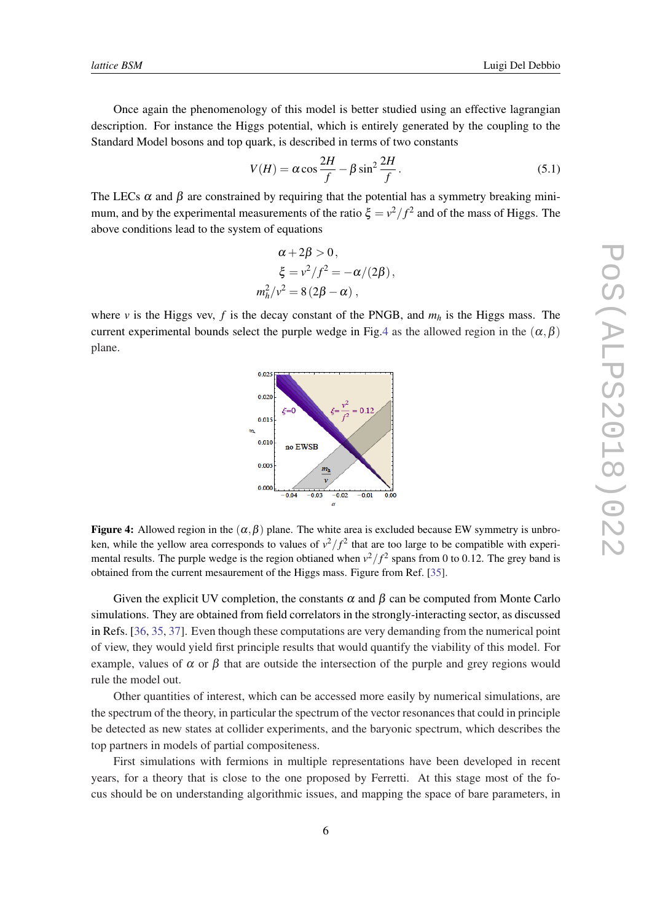Once again the phenomenology of this model is better studied using an effective lagrangian description. For instance the Higgs potential, which is entirely generated by the coupling to the Standard Model bosons and top quark, is described in terms of two constants

$$V(H) = \alpha \cos \frac{2H}{f} - \beta \sin^2 \frac{2H}{f} . \tag{5.1}$$

The LECs $\alpha$ and $\beta$ are constrained by requiring that the potential has a symmetry breaking minimum, and by the experimental measurements of the ratio $\xi = v^2/f^2$ and of the mass of Higgs. The above conditions lead to the system of equations

$$\begin{aligned} \alpha + 2\beta &> 0 , \\ \xi = v^2/f^2 &= -\alpha/(2\beta) , \\ m_h^2/v^2 &= 8\,(2\beta - \alpha) , \end{aligned}$$

where $v$ is the Higgs vev, $f$ is the decay constant of the PNGB, and $m_h$ is the Higgs mass. The current experimental bounds select the purple wedge in Fig.4 as the allowed region in the $(\alpha, \beta)$ plane.

**Figure 4:** Allowed region in the $(\alpha, \beta)$ plane. The white area is excluded because EW symmetry is unbroken, while the yellow area corresponds to values of $v^2/f^2$ that are too large to be compatible with experimental results. The purple wedge is the region obtianed when $v^2/f^2$ spans from 0 to 0.12. The grey band is obtained from the current mesaurement of the Higgs mass. Figure from Ref. [35].

Given the explicit UV completion, the constants $\alpha$ and $\beta$ can be computed from Monte Carlo simulations. They are obtained from field correlators in the strongly-interacting sector, as discussed in Refs. [36, 35, 37]. Even though these computations are very demanding from the numerical point of view, they would yield first principle results that would quantify the viability of this model. For example, values of $\alpha$ or $\beta$ that are outside the intersection of the purple and grey regions would rule the model out.

Other quantities of interest, which can be accessed more easily by numerical simulations, are the spectrum of the theory, in particular the spectrum of the vector resonances that could in principle be detected as new states at collider experiments, and the baryonic spectrum, which describes the top partners in models of partial compositeness.

First simulations with fermions in multiple representations have been developed in recent years, for a theory that is close to the one proposed by Ferretti. At this stage most of the focus should be on understanding algorithmic issues, and mapping the space of bare parameters, in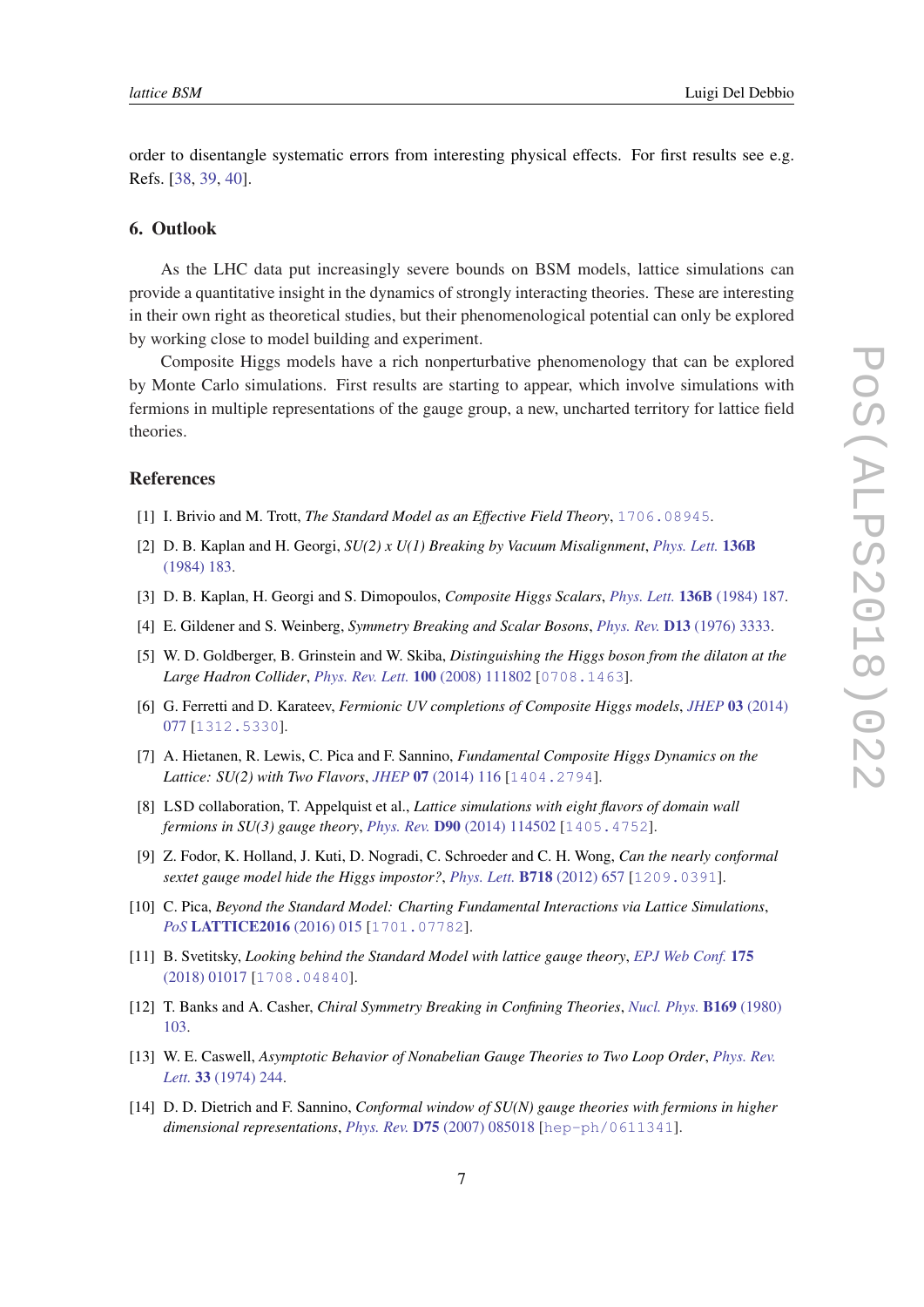order to disentangle systematic errors from interesting physical effects. For first results see e.g. Refs. [38, 39, 40].

## 6. Outlook

As the LHC data put increasingly severe bounds on BSM models, lattice simulations can provide a quantitative insight in the dynamics of strongly interacting theories. These are interesting in their own right as theoretical studies, but their phenomenological potential can only be explored by working close to model building and experiment.

Composite Higgs models have a rich nonperturbative phenomenology that can be explored by Monte Carlo simulations. First results are starting to appear, which involve simulations with fermions in multiple representations of the gauge group, a new, uncharted territory for lattice field theories.

## References

[1] I. Brivio and M. Trott, *The Standard Model as an Effective Field Theory*, 1706.08945.

[2] D. B. Kaplan and H. Georgi, *SU(2) x U(1) Breaking by Vacuum Misalignment*, *Phys. Lett.* **136B** (1984) 183.

[3] D. B. Kaplan, H. Georgi and S. Dimopoulos, *Composite Higgs Scalars*, *Phys. Lett.* **136B** (1984) 187.

[4] E. Gildener and S. Weinberg, *Symmetry Breaking and Scalar Bosons*, *Phys. Rev.* **D13** (1976) 3333.

[5] W. D. Goldberger, B. Grinstein and W. Skiba, *Distinguishing the Higgs boson from the dilaton at the Large Hadron Collider*, *Phys. Rev. Lett.* **100** (2008) 111802 [0708.1463].

[6] G. Ferretti and D. Karateev, *Fermionic UV completions of Composite Higgs models*, *JHEP* **03** (2014) 077 [1312.5330].

[7] A. Hietanen, R. Lewis, C. Pica and F. Sannino, *Fundamental Composite Higgs Dynamics on the Lattice: SU(2) with Two Flavors*, *JHEP* **07** (2014) 116 [1404.2794].

[8] LSD collaboration, T. Appelquist et al., *Lattice simulations with eight flavors of domain wall fermions in SU(3) gauge theory*, *Phys. Rev.* **D90** (2014) 114502 [1405.4752].

[9] Z. Fodor, K. Holland, J. Kuti, D. Nogradi, C. Schroeder and C. H. Wong, *Can the nearly conformal sextet gauge model hide the Higgs impostor?*, *Phys. Lett.* **B718** (2012) 657 [1209.0391].

[10] C. Pica, *Beyond the Standard Model: Charting Fundamental Interactions via Lattice Simulations*, *PoS* **LATTICE2016** (2016) 015 [1701.07782].

[11] B. Svetitsky, *Looking behind the Standard Model with lattice gauge theory*, *EPJ Web Conf.* **175** (2018) 01017 [1708.04840].

[12] T. Banks and A. Casher, *Chiral Symmetry Breaking in Confining Theories*, *Nucl. Phys.* **B169** (1980) 103.

[13] W. E. Caswell, *Asymptotic Behavior of Nonabelian Gauge Theories to Two Loop Order*, *Phys. Rev. Lett.* **33** (1974) 244.

[14] D. D. Dietrich and F. Sannino, *Conformal window of SU(N) gauge theories with fermions in higher dimensional representations*, *Phys. Rev.* **D75** (2007) 085018 [hep-ph/0611341].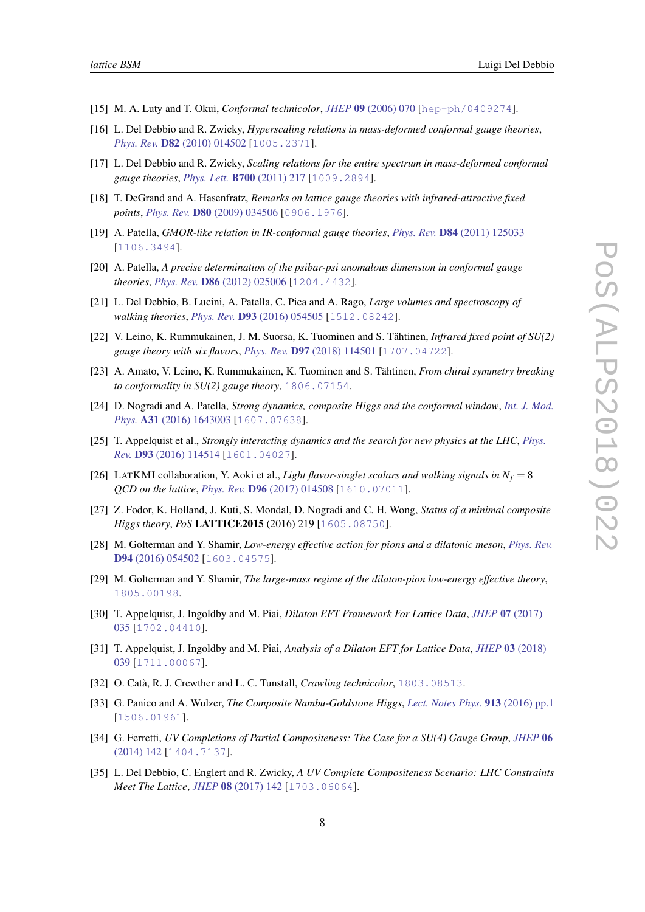[15] M. A. Luty and T. Okui, *Conformal technicolor*, *JHEP* **09** (2006) 070 [hep-ph/0409274].

[16] L. Del Debbio and R. Zwicky, *Hyperscaling relations in mass-deformed conformal gauge theories*, *Phys. Rev.* **D82** (2010) 014502 [1005.2371].

[17] L. Del Debbio and R. Zwicky, *Scaling relations for the entire spectrum in mass-deformed conformal gauge theories*, *Phys. Lett.* **B700** (2011) 217 [1009.2894].

[18] T. DeGrand and A. Hasenfratz, *Remarks on lattice gauge theories with infrared-attractive fixed points*, *Phys. Rev.* **D80** (2009) 034506 [0906.1976].

[19] A. Patella, *GMOR-like relation in IR-conformal gauge theories*, *Phys. Rev.* **D84** (2011) 125033 [1106.3494].

[20] A. Patella, *A precise determination of the psibar-psi anomalous dimension in conformal gauge theories*, *Phys. Rev.* **D86** (2012) 025006 [1204.4432].

[21] L. Del Debbio, B. Lucini, A. Patella, C. Pica and A. Rago, *Large volumes and spectroscopy of walking theories*, *Phys. Rev.* **D93** (2016) 054505 [1512.08242].

[22] V. Leino, K. Rummukainen, J. M. Suorsa, K. Tuominen and S. Tähtinen, *Infrared fixed point of SU(2) gauge theory with six flavors*, *Phys. Rev.* **D97** (2018) 114501 [1707.04722].

[23] A. Amato, V. Leino, K. Rummukainen, K. Tuominen and S. Tähtinen, *From chiral symmetry breaking to conformality in SU(2) gauge theory*, 1806.07154.

[24] D. Nogradi and A. Patella, *Strong dynamics, composite Higgs and the conformal window*, *Int. J. Mod. Phys.* **A31** (2016) 1643003 [1607.07638].

[25] T. Appelquist et al., *Strongly interacting dynamics and the search for new physics at the LHC*, *Phys. Rev.* **D93** (2016) 114514 [1601.04027].

[26] LATKMI collaboration, Y. Aoki et al., *Light flavor-singlet scalars and walking signals in $N_f = 8$ QCD on the lattice*, *Phys. Rev.* **D96** (2017) 014508 [1610.07011].

[27] Z. Fodor, K. Holland, J. Kuti, S. Mondal, D. Nogradi and C. H. Wong, *Status of a minimal composite Higgs theory*, *PoS* **LATTICE2015** (2016) 219 [1605.08750].

[28] M. Golterman and Y. Shamir, *Low-energy effective action for pions and a dilatonic meson*, *Phys. Rev.* **D94** (2016) 054502 [1603.04575].

[29] M. Golterman and Y. Shamir, *The large-mass regime of the dilaton-pion low-energy effective theory*, 1805.00198.

[30] T. Appelquist, J. Ingoldby and M. Piai, *Dilaton EFT Framework For Lattice Data*, *JHEP* **07** (2017) 035 [1702.04410].

[31] T. Appelquist, J. Ingoldby and M. Piai, *Analysis of a Dilaton EFT for Lattice Data*, *JHEP* **03** (2018) 039 [1711.00067].

[32] O. Catà, R. J. Crewther and L. C. Tunstall, *Crawling technicolor*, 1803.08513.

[33] G. Panico and A. Wulzer, *The Composite Nambu-Goldstone Higgs*, *Lect. Notes Phys.* **913** (2016) pp.1 [1506.01961].

[34] G. Ferretti, *UV Completions of Partial Compositeness: The Case for a SU(4) Gauge Group*, *JHEP* **06** (2014) 142 [1404.7137].

[35] L. Del Debbio, C. Englert and R. Zwicky, *A UV Complete Compositeness Scenario: LHC Constraints Meet The Lattice*, *JHEP* **08** (2017) 142 [1703.06064].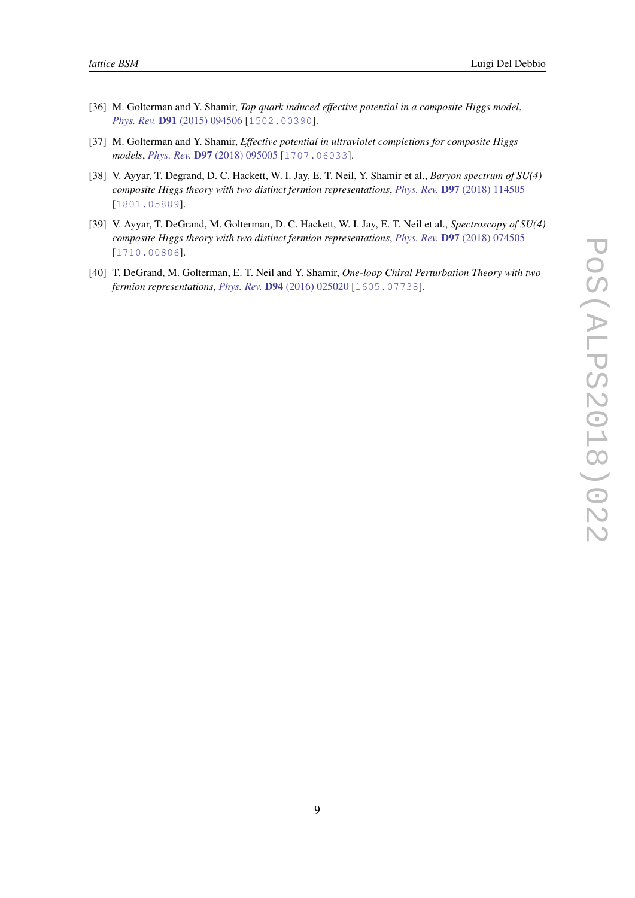[36] M. Golterman and Y. Shamir, *Top quark induced effective potential in a composite Higgs model*, *Phys. Rev.* **D91** (2015) 094506 [1502.00390].

[37] M. Golterman and Y. Shamir, *Effective potential in ultraviolet completions for composite Higgs models*, *Phys. Rev.* **D97** (2018) 095005 [1707.06033].

[38] V. Ayyar, T. Degrand, D. C. Hackett, W. I. Jay, E. T. Neil, Y. Shamir et al., *Baryon spectrum of SU(4) composite Higgs theory with two distinct fermion representations*, *Phys. Rev.* **D97** (2018) 114505 [1801.05809].

[39] V. Ayyar, T. DeGrand, M. Golterman, D. C. Hackett, W. I. Jay, E. T. Neil et al., *Spectroscopy of SU(4) composite Higgs theory with two distinct fermion representations*, *Phys. Rev.* **D97** (2018) 074505 [1710.00806].

[40] T. DeGrand, M. Golterman, E. T. Neil and Y. Shamir, *One-loop Chiral Perturbation Theory with two fermion representations*, *Phys. Rev.* **D94** (2016) 025020 [1605.07738].